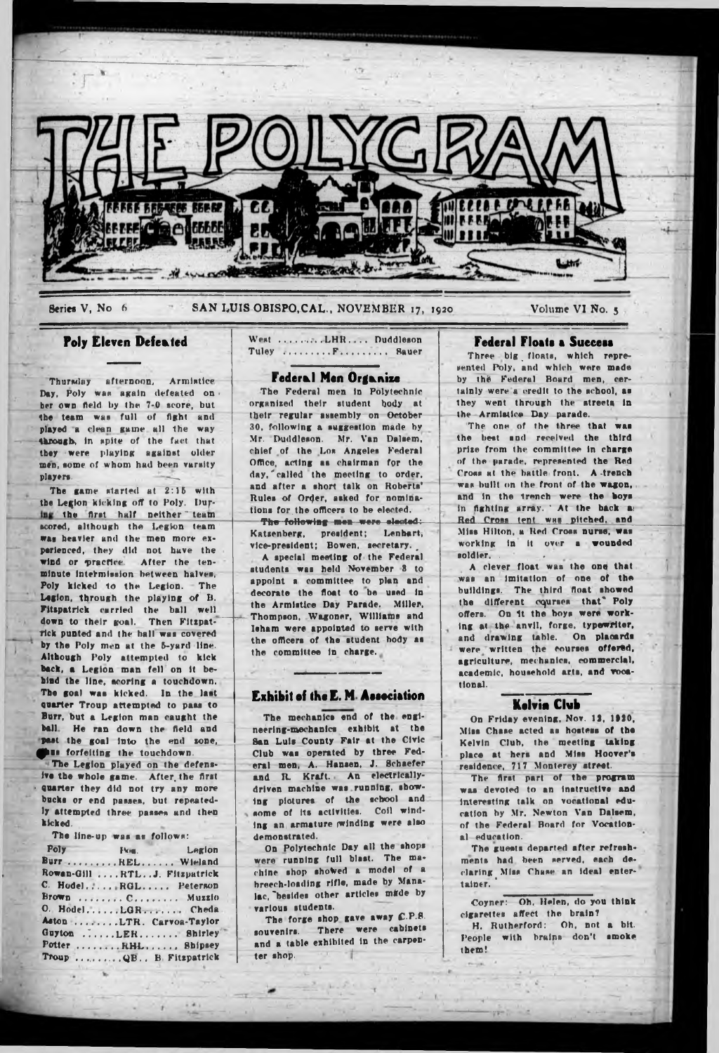# THE POLYGRAM

Series V, No 6 — SAN LUIS OBISPO, CAL., NOVEMBER 17, 1920 — Volume VI No. 5

## Poly Eleven Defeated

Thursday afternoon, Armistice Day, Poly was again defeated on her own field by the 7-0 score, but the team was full of fight and played a clean game all the way through, in spite of the fact that they were playing against older men, some of whom had been varsity players.

The game started at 2:15 with the Legion kicking off to Poly. During the first half neither team scored, although the Legion team was heavier and the men more experienced, they did not have the wind or practice. After the ten-minute intermission between halves, Poly kicked to the Legion. The Legion, through the playing of B. Fitzpatrick carried the ball well down to their goal. Then Fitzpatrick punted and the ball was covered by the Poly men at the 5-yard line. Although Poly attempted to kick back, a Legion man fell on it behind the line, scoring a touchdown. The goal was kicked. In the last quarter Troup attempted to pass to Burr, but a Legion man caught the ball. He ran down the field and past the goal into the end zone, thus forfeiting the touchdown.

The Legion played on the defensive the whole game. After the first quarter they did not try any more bucks or end passes, but repeatedly attempted three passes and then kicked.

The line-up was as follows:

| Poly | Pos. | Legion |
|---|---|---|
| Burr | REL | Wieland |
| Rowan-Gill | RTL | J. Fitzpatrick |
| C. Hodel | RGL | Peterson |
| Brown | C | Muzzio |
| O. Hodel | LGR | Cheda |
| Aston | LTR | Carvoa-Taylor |
| Guyton | LER | Shirley |
| Potter | RHL | Shipsey |
| Troup | QB | B. Fitzpatrick |
| West | LHR | Duddleson |
| Tuley | F | Sauer |

## Federal Men Organize

The Federal men in Polytechnic organized their student body at their regular assembly on October 30, following a suggestion made by Mr. Duddleson. Mr. Van Dalsem, chief of the Los Angeles Federal Office, acting as chairman for the day, called the meeting to order, and after a short talk on Roberts' Rules of Order, asked for nominations for the officers to be elected.

The following men were elected: Katzenberg, president; Lenhart, vice-president; Bowen, secretary.

A special meeting of the Federal students was held November 8 to appoint a committee to plan and decorate the float to be used in the Armistice Day Parade. Miller, Thompson, Wagoner, Williams and Isham were appointed to serve with the officers of the student body as the committee in charge.

## Exhibit of the E. M. Association

The mechanics end of the engineering-mechanics exhibit at the San Luis County Fair at the Civic Club was operated by three Federal men, A. Hansen, J. Schaefer and R. Kraft. An electrically-driven machine was running, showing pictures of the school and some of its activities. Coil winding an armature winding were also demonstrated.

On Polytechnic Day all the shops were running full blast. The machine shop showed a model of a breech-loading rifle, made by Manalac, besides other articles made by various students.

The forge shop gave away C.P.S. souvenirs. There were cabinets and a table exhibited in the carpenter shop.

## Federal Floats a Success

Three big floats, which represented Poly, and which were made by the Federal Board men, certainly were a credit to the school, as they went through the streets in the Armistice Day parade.

The one of the three that was the best and received the third prize from the committee in charge of the parade, represented the Red Cross at the battle front. A trench was built on the front of the wagon, and in the trench were the boys in fighting array. At the back a Red Cross tent was pitched, and Miss Hilton, a Red Cross nurse, was working in it over a wounded soldier.

A clever float was the one that was an imitation of one of the buildings. The third float showed the different courses that Poly offers. On it the boys were working at the anvil, forge, typewriter, and drawing table. On placards were written the courses offered, agriculture, mechanics, commercial, academic, household arts, and vocational.

## Kelvin Club

On Friday evening, Nov. 12, 1920, Miss Chase acted as hostess of the Kelvin Club, the meeting taking place at hers and Miss Hoover's residence, 717 Monterey street.

The first part of the program was devoted to an instructive and interesting talk on vocational education by Mr. Newton Van Dalsem, of the Federal Board for Vocational education.

The guests departed after refreshments had been served, each declaring Miss Chase an ideal entertainer.

---

Coyner: Oh, Helen, do you think cigarettes affect the brain?

H. Rutherford: Oh, not a bit. People with brains don't smoke them!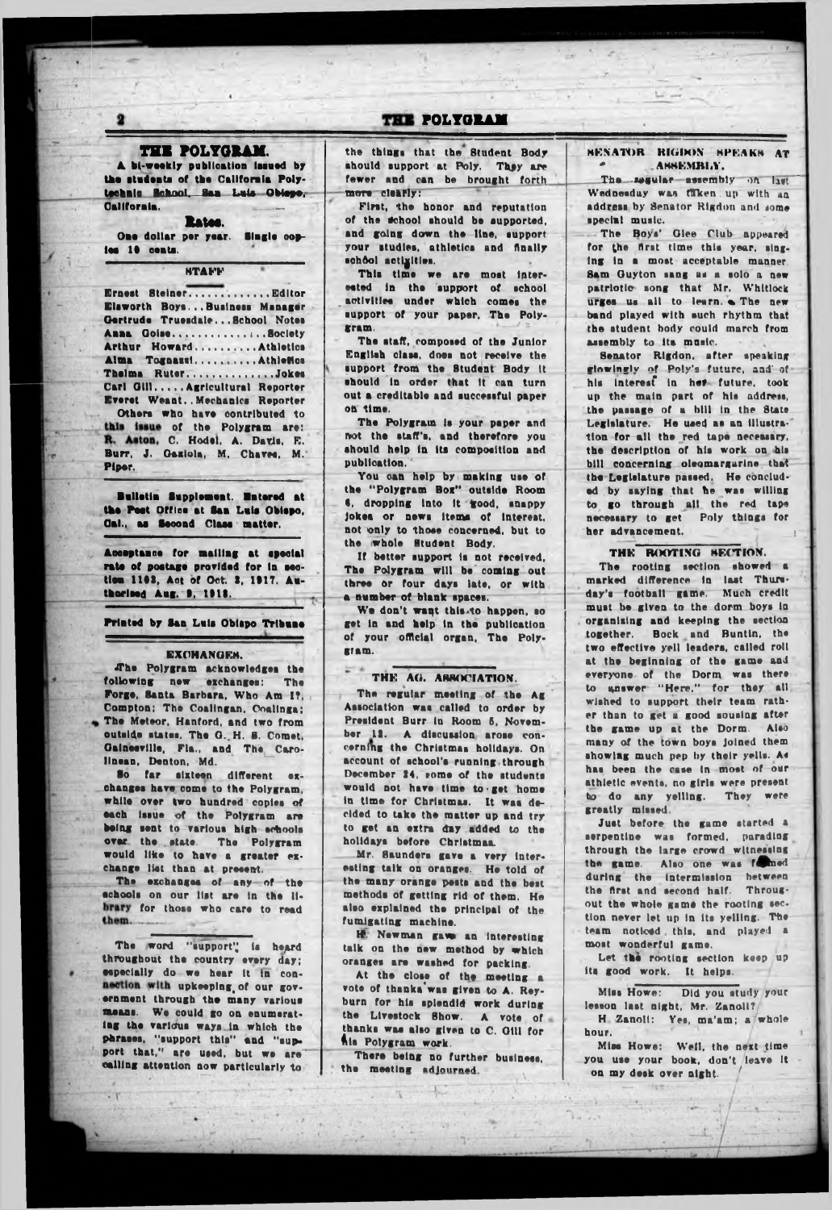## THE POLYGRAM.

A bi-weekly publication issued by the students of the California Polytechnic School, San Luis Obispo, California.

**Rates.**

One dollar per year. Single copies 10 cents.

**STAFF**

Ernest Steiner.............Editor
Elsworth Boys...Business Manager
Gertrude Truesdale...School Notes
Anna Goise...............Society
Arthur Howard..........Athletics
Alma Tognazzi..........Athletics
Thelma Ruter...............Jokes
Carl Gill.....Agricultural Reporter
Everet Weant..Mechanics Reporter

Others who have contributed to this issue of the Polygram are: R. Aston, C. Hodel, A. Davis, E. Burr, J. Gaziola, M. Chaves, M. Piper.

Bulletin Supplement. Entered at the Post Office at San Luis Obispo, Cal., as Second Class matter.

Acceptance for mailing at special rate of postage provided for in section 1103, Act of Oct. 3, 1917. Authorized Aug. 9, 1918.

Printed by San Luis Obispo Tribune

### EXCHANGES.

The Polygram acknowledges the following new exchanges: The Forge, Santa Barbara, Who Am I?, Compton; The Coalingan, Coalinga; The Meteor, Hanford, and two from outside states, The G. H. S. Comet, Gainesville, Fla., and The Carolinean, Denton, Md.

So far sixteen different exchanges have come to the Polygram, while over two hundred copies of each issue of the Polygram are being sent to various high schools over the state. The Polygram would like to have a greater exchange list than at present.

The exchanges of any of the schools on our list are in the library for those who care to read them.

The word "support" is heard throughout the country every day; especially do we hear it in connection with upkeeping of our government through the many various means. We could go on enumerating the various ways in which the phrases, "support this" and "support that," are used, but we are calling attention now particularly to the things that the Student Body should support at Poly. They are fewer and can be brought forth more clearly:

First, the honor and reputation of the school should be supported, and going down the line, support your studies, athletics and finally school activities.

This time we are most interested in the support of school activities under which comes the support of your paper, The Polygram.

The staff, composed of the Junior English class, does not receive the support from the Student Body it should in order that it can turn out a creditable and successful paper on time.

The Polygram is your paper and not the staff's, and therefore you should help in its composition and publication.

You can help by making use of the "Polygram Box" outside Room 6, dropping into it good, snappy jokes or news items of interest, not only to those concerned, but to the whole Student Body.

If better support is not received, The Polygram will be coming out three or four days late, or with a number of blank spaces.

We don't want this to happen, so get in and help in the publication of your official organ, The Polygram.

### THE AG. ASSOCIATION.

The regular meeting of the Ag Association was called to order by President Burr in Room 5, November 12. A discussion arose concerning the Christmas holidays. On account of school's running through December 24, some of the students would not have time to get home in time for Christmas. It was decided to take the matter up and try to get an extra day added to the holidays before Christmas.

Mr. Saunders gave a very interesting talk on oranges. He told of the many orange pests and the best methods of getting rid of them. He also explained the principal of the fumigating machine.

H. Newman gave an interesting talk on the new method by which oranges are washed for packing.

At the close of the meeting a vote of thanks was given to A. Reyburn for his splendid work during the Livestock Show. A vote of thanks was also given to C. Gill for his Polygram work.

There being no further business, the meeting adjourned.

### SENATOR RIGDON SPEAKS AT ASSEMBLY.

The regular assembly on last Wednesday was taken up with an address by Senator Rigdon and some special music.

The Boys' Glee Club appeared for the first time this year, singing in a most acceptable manner. Sam Guyton sang as a solo a new patriotic song that Mr. Whitlock urges us all to learn. The new band played with such rhythm that the student body could march from assembly to its music.

Senator Rigdon, after speaking glowingly of Poly's future, and of his interest in her future, took up the main part of his address, the passage of a bill in the State Legislature. He used as an illustration for all the red tape necessary, the description of his work on his bill concerning oleomargarine that the Legislature passed. He concluded by saying that he was willing to go through all the red tape necessary to get Poly things for her advancement.

### THE ROOTING SECTION.

The rooting section showed a marked difference in last Thursday's football game. Much credit must be given to the dorm boys in organizing and keeping the section together. Bock and Buntin, the two effective yell leaders, called roll at the beginning of the game and everyone of the Dorm was there to answer "Here," for they all wished to support their team rather than to get a good sousing after the game up at the Dorm. Also many of the town boys joined them showing much pep by their yells. As has been the case in most of our athletic events, no girls were present to do any yelling. They were greatly missed.

Just before the game started a serpentine was formed, parading through the large crowd witnessing the game. Also one was formed during the intermission between the first and second half. Throughout the whole game the rooting section never let up in its yelling. The team noticed this, and played a most wonderful game.

Let the rooting section keep up its good work. It helps.

Miss Howe: Did you study your lesson last night, Mr. Zanoli?

H. Zanoli: Yes, ma'am; a whole hour.

Miss Howe: Well, the next time you use your book, don't leave it on my desk over night.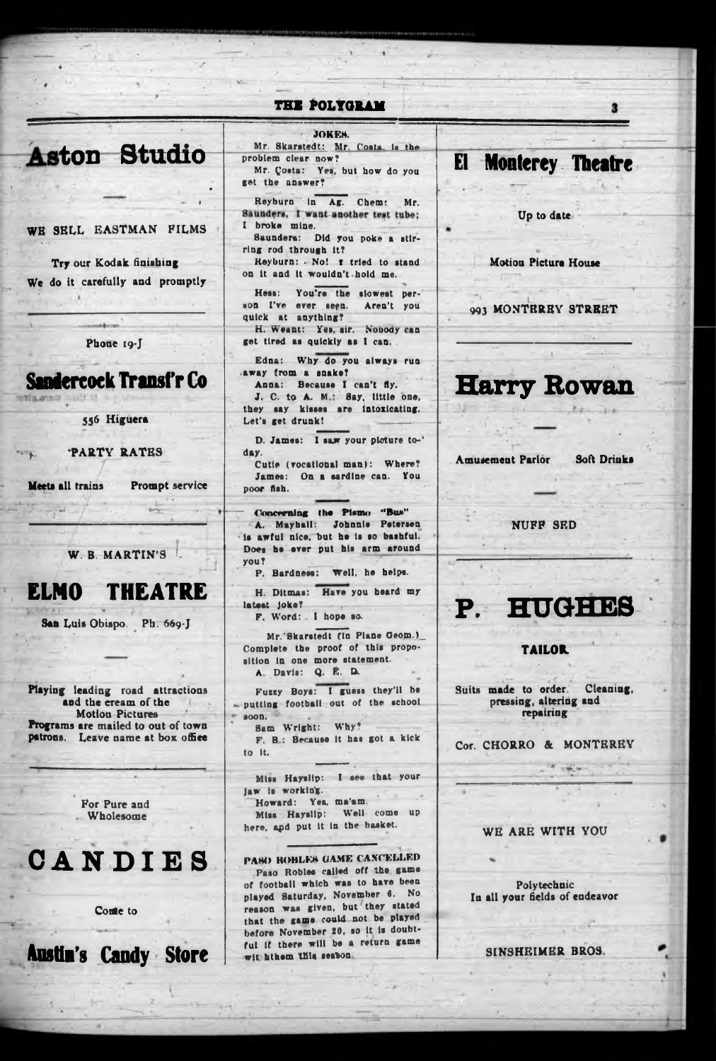# Aston Studio

WE SELL EASTMAN FILMS

Try our Kodak finishing

We do it carefully and promptly

Phone 19-J

## Sandercock Transf'r Co

556 Higuera

PARTY RATES

Meets all trains Prompt service

W. B. MARTIN'S

## ELMO THEATRE

San Luis Obispo. Ph. 669-J

Playing leading road attractions and the cream of the Motion Pictures

Programs are mailed to out of town patrons. Leave name at box office

For Pure and Wholesome

## CANDIES

Come to

## Austin's Candy Store

### JOKES.

Mr. Skarstedt: Mr. Costa, is the problem clear now?

Mr. Costa: Yes, but how do you get the answer?

Reyburn in Ag. Chem: Mr. Saunders, I want another test tube; I broke mine.

Saunders: Did you poke a stirring rod through it?

Reyburn: No! I tried to stand on it and it wouldn't hold me.

Hess: You're the slowest person I've ever seen. Aren't you quick at anything?

H. Weant: Yes, sir. Nobody can get tired as quickly as I can.

Edna: Why do you always run away from a snake?

Anna: Because I can't fly.

J. C. to A. M.: Say, little one, they say kisses are intoxicating. Let's get drunk!

D. James: I saw your picture today.

Cutie (vocational man): Where?

James: On a sardine can. You poor fish.

Concerning the Pismo "Bus"

A. Mayhall: Johnnie Petersen is awful nice, but he is so bashful. Does he ever put his arm around you?

P. Bardness: Well, he helps.

H. Ditmas: Have you heard my latest joke?

F. Word: I hope so.

Mr. Skarstedt (in Plane Geom.) Complete the proof of this proposition in one more statement.

A. Davis: Q. E. D.

Fuzzy Boys: I guess they'll be putting football out of the school soon.

Sam Wright: Why?

F. B.: Because it has got a kick to it.

Miss Hayslip: I see that your jaw is working.

Howard: Yes, ma'am.

Miss Hayslip: Well come up here, and put it in the basket.

### PASO ROBLES GAME CANCELLED

Paso Robles called off the game of football which was to have been played Saturday, November 6. No reason was given, but they stated that the game could not be played before November 20, so it is doubtful if there will be a return game wit hthem this season.

## El Monterey Theatre

Up to date

Motion Picture House

993 MONTEREY STREET

## Harry Rowan

Amusement Parlor Soft Drinks

NUFF SED

## P. HUGHES

TAILOR

Suits made to order. Cleaning, pressing, altering and repairing

Cor. CHORRO & MONTEREY

WE ARE WITH YOU

Polytechnic
In all your fields of endeavor

SINSHEIMER BROS.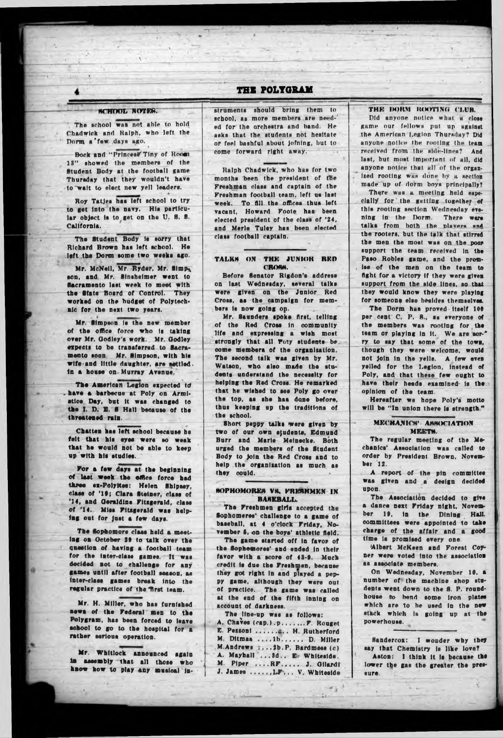## SCHOOL NOTES.

The school was not able to hold Chadwick and Ralph, who left the Dorm a few days ago.

Bock and "Princess" Tiny of Room 13" showed the members of the Student Body at the football game Thursday that they wouldn't have to wait to elect new yell leaders.

Roy Tatjes has left school to try to get into the navy. His particular object is to get on the U. S. S. California.

The Student Body is sorry that Richard Brown has left school. He left the Dorm some two weeks ago.

Mr. McNeil, Mr. Ryder, Mr. Simpson, and Mr. Sinsheimer went to Sacramento last week to meet with the State Board of Control. They worked on the budget of Polytechnic for the next two years.

Mr. Simpson is the new member of the office force who is taking over Mr. Godley's work. Mr. Godley expects to be transferred to Sacramento soon. Mr. Simpson, with his wife and little daughter, are settled in a house on Murray Avenue.

The American Legion expected to have a barbecue at Poly on Armistice Day, but it was changed to the I. D. E. S Hall because of the threatened rain.

Chatten has left school because he felt that his eyes were so weak that he would not be able to keep up with his studies.

For a few days at the beginning of last week the office force had three ex-Polyites: Helen Shipsey, class of '19; Clara Steiner, class of '14, and Geraldine Fitzgerald, class of '14. Miss Fitzgerald was helping out for just a few days.

The Sophomore class held a meeting on October 29 to talk over the question of having a football team for the inter-class games. It was decided not to challenge for any games until after football season, as inter-class games break into the regular practice of the first team.

Mr. H. Miller, who has furnished news of the Federal men to the Polygram, has been forced to leave school to go to the hospital for a rather serious operation.

Mr. Whitlock announced again in assembly that all those who know how to play any musical instruments should bring them to school, as more members are needed for the orchestra and band. He asks that the students not hesitate or feel bashful about joining, but to come forward right away.

Ralph Chadwick, who has for two months been the president of the Freshman class and captain of the Freshman football team, left us last week. To fill the offices thus left vacant, Howard Foote has been elected president of the class of '24, and Merle Tuley has been elected class football captain.

## TALKS ON THE JUNIOR RED CROSS.

Before Senator Rigdon's address on last Wednesday, several talks were given on the Junior Red Cross, as the campaign for members is now going on.

Mr. Saunders spoke first, telling of the Red Cross in community life and expressing a wish most strongly that all Poly students become members of the organization. The second talk was given by Mr. Watson, who also made the students understand the necessity for helping the Red Cross. He remarked that he wished to see Poly go over the top, as she has done before, thus keeping up the traditions of the school.

Short peppy talks were given by two of our own students, Edmund Burr and Marie Meinecke. Both urged the members of the Student Body to join the Red Cross and to help the organization as much as they could.

## SOPHOMORES VS. FRESHMEN IN BASEBALL.

The Freshmen girls accepted the Sophomores' challenge to a game of baseball, at 4 o'clock Friday, November 5, on the boys' athletic field.

The game started off in favor of the Sophomores' and ended in their favor with a score of 42-9. Much credit is due the Freshmen, because they got right in and played a peppy game, although they were out of practice. The game was called at the end of the fifth inning on account of darkness.

The line-up was as follows:

A. Chaves (cap.) ..p........F. Rouget
E. Pezzoni ........c.. H. Rutherford
M. Ditmas .....1b....... D. Miller
M. Andrews ....2b. P. Bardmess (c)
A. Mayhall ....3d.. E. Whiteside.
M. Piper .....RF...... J. Gilardi
J. James .......LF.... V. Whiteside

## THE DORM ROOTING CLUB.

Did anyone notice what a close game our fellows put up against the American Legion Thursday? Did anyone notice the rooting the team received from the side-lines? And last, but most important of all, did anyone notice that all of the organized rooting was done by a section made up of dorm boys principally?

There was a meeting held especially for the getting together of this rooting section Wednesday evening in the Dorm. There were talks from both the players and the rooters, but the talk that stirred the men the most was on the poor support the team received in the Paso Robles game, and the promise of the men on the team to fight for a victory if they were given support from the side lines, so that they would know they were playing for someone else besides themselves.

The Dorm has proved itself 100 per cent C. P. S., as everyone of the members was rooting for the team or playing in it. We are sorry to say that some of the town, though they were welcome, would not join in the yells. A few even yelled for the Legion, instead of Poly, and that these few ought to have their heads examined is the opinion of the team.

Hereafter we hope Poly's motto will be "In union there is strength."

## MECHANICS' ASSOCIATION MEETS.

The regular meeting of the Mechanics' Association was called to order by President Brown, November 12.

A report of the pin committee was given and a design decided upon.

The Association decided to give a dance next Friday night, November 19, in the Dining Hall. committees were appointed to take charge of the affair and a good time is promised every one.

Albert McKeen and Forest Coyner were voted into the association as associate members.

On Wednesday, November 10, a number of the machine shop students went down to the S. P. roundhouse to bend some iron plates which are to be used in the new stack which is going up at the powerhouse.

Sandercox: I wonder why they say that Chemistry is like love?

Aston: I think it is because the lower the gas the greater the pressure.